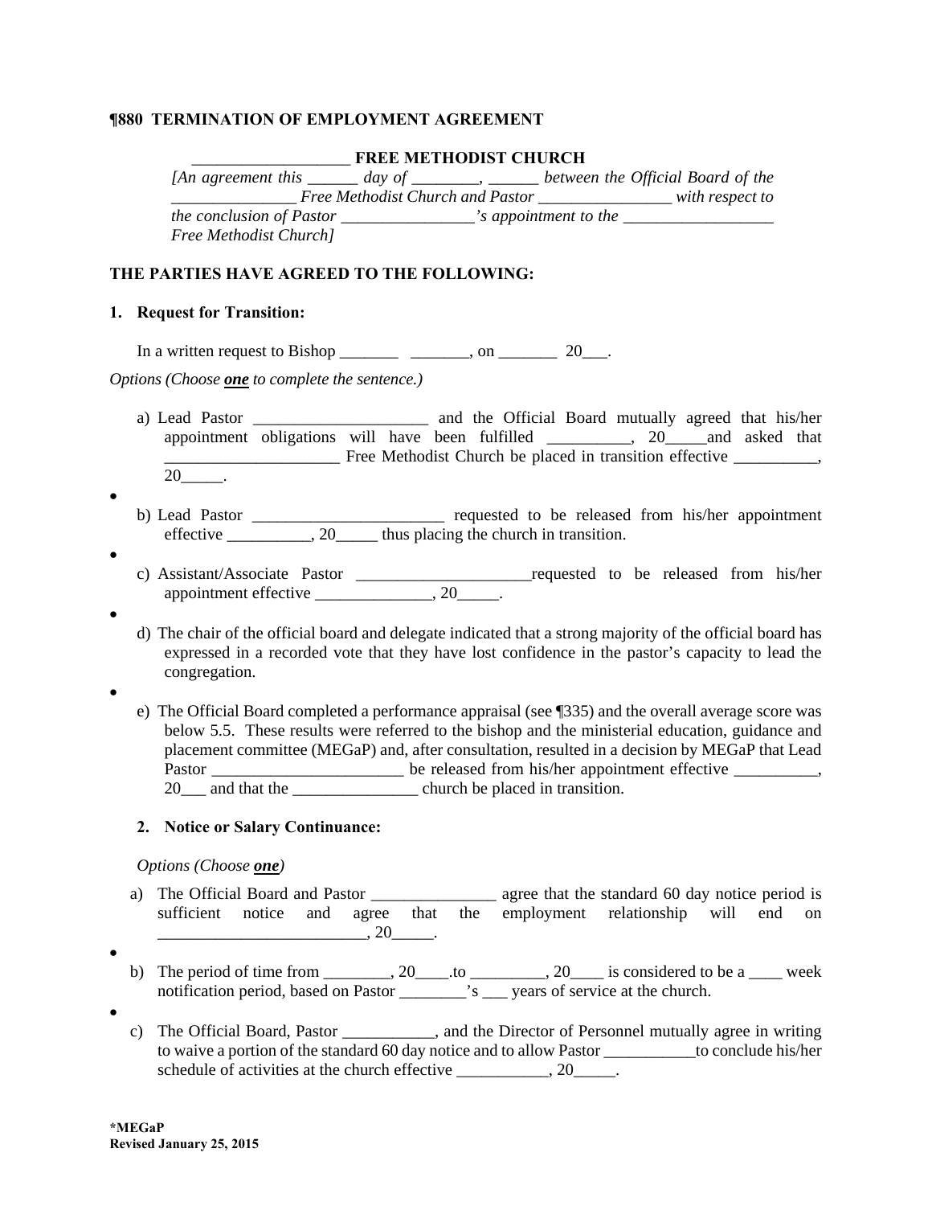**¶880 TERMINATION OF EMPLOYMENT AGREEMENT**

___________________ **FREE METHODIST CHURCH**

*[An agreement this ______ day of ________, ______ between the Official Board of the _______________ Free Methodist Church and Pastor ________________ with respect to the conclusion of Pastor ________________'s appointment to the __________________ Free Methodist Church]*

**THE PARTIES HAVE AGREED TO THE FOLLOWING:**

**1. Request for Transition:**

In a written request to Bishop _______ _______, on _______ 20___.

*Options (Choose **one** to complete the sentence.)*

a) Lead Pastor _____________________ and the Official Board mutually agreed that his/her appointment obligations will have been fulfilled __________, 20_____and asked that _____________________ Free Methodist Church be placed in transition effective __________, 20_____.

- 

b) Lead Pastor _______________________ requested to be released from his/her appointment effective __________, 20_____ thus placing the church in transition.

- 

c) Assistant/Associate Pastor _____________________requested to be released from his/her appointment effective ______________, 20_____.

- 

d) The chair of the official board and delegate indicated that a strong majority of the official board has expressed in a recorded vote that they have lost confidence in the pastor's capacity to lead the congregation.

- 

e) The Official Board completed a performance appraisal (see ¶335) and the overall average score was below 5.5. These results were referred to the bishop and the ministerial education, guidance and placement committee (MEGaP) and, after consultation, resulted in a decision by MEGaP that Lead Pastor _______________________ be released from his/her appointment effective __________, 20___ and that the _______________ church be placed in transition.

**2. Notice or Salary Continuance:**

*Options (Choose **one**)*

a) The Official Board and Pastor _______________ agree that the standard 60 day notice period is sufficient notice and agree that the employment relationship will end on _________________________, 20_____.

- 

b) The period of time from ________, 20____.to _________, 20____ is considered to be a ____ week notification period, based on Pastor ________'s ___ years of service at the church.

- 

c) The Official Board, Pastor ___________, and the Director of Personnel mutually agree in writing to waive a portion of the standard 60 day notice and to allow Pastor ___________to conclude his/her schedule of activities at the church effective ___________, 20_____.

**\*MEGaP**
**Revised January 25, 2015**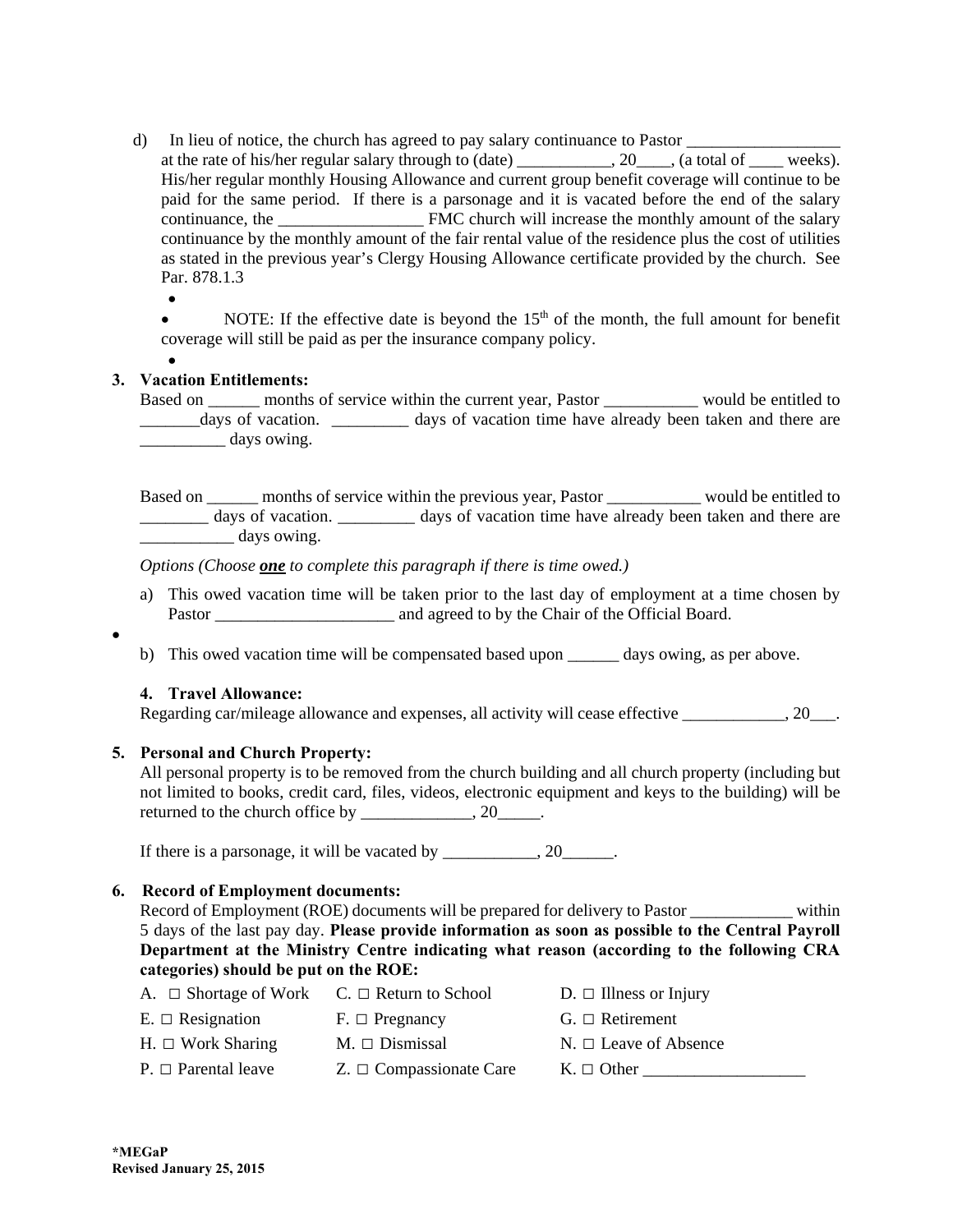d) In lieu of notice, the church has agreed to pay salary continuance to Pastor __________________ at the rate of his/her regular salary through to (date) ___________, 20____, (a total of ____ weeks). His/her regular monthly Housing Allowance and current group benefit coverage will continue to be paid for the same period. If there is a parsonage and it is vacated before the end of the salary continuance, the _________________ FMC church will increase the monthly amount of the salary continuance by the monthly amount of the fair rental value of the residence plus the cost of utilities as stated in the previous year's Clergy Housing Allowance certificate provided by the church. See Par. 878.1.3

- NOTE: If the effective date is beyond the 15th of the month, the full amount for benefit coverage will still be paid as per the insurance company policy.

**3. Vacation Entitlements:**

Based on ______ months of service within the current year, Pastor ___________ would be entitled to _______days of vacation. _________ days of vacation time have already been taken and there are __________ days owing.

Based on ______ months of service within the previous year, Pastor ___________ would be entitled to ________ days of vacation. _________ days of vacation time have already been taken and there are ___________ days owing.

*Options (Choose* ***one*** *to complete this paragraph if there is time owed.)*

a) This owed vacation time will be taken prior to the last day of employment at a time chosen by Pastor _____________________ and agreed to by the Chair of the Official Board.

b) This owed vacation time will be compensated based upon ______ days owing, as per above.

**4. Travel Allowance:**

Regarding car/mileage allowance and expenses, all activity will cease effective ____________, 20___.

**5. Personal and Church Property:**

All personal property is to be removed from the church building and all church property (including but not limited to books, credit card, files, videos, electronic equipment and keys to the building) will be returned to the church office by _____________, 20_____.

If there is a parsonage, it will be vacated by ___________, 20______.

**6. Record of Employment documents:**

Record of Employment (ROE) documents will be prepared for delivery to Pastor ____________ within 5 days of the last pay day. **Please provide information as soon as possible to the Central Payroll Department at the Ministry Centre indicating what reason (according to the following CRA categories) should be put on the ROE:**

| | | |
|---|---|---|
| A. □ Shortage of Work | C. □ Return to School | D. □ Illness or Injury |
| E. □ Resignation | F. □ Pregnancy | G. □ Retirement |
| H. □ Work Sharing | M. □ Dismissal | N. □ Leave of Absence |
| P. □ Parental leave | Z. □ Compassionate Care | K. □ Other ___________________ |

**\*MEGaP**
**Revised January 25, 2015**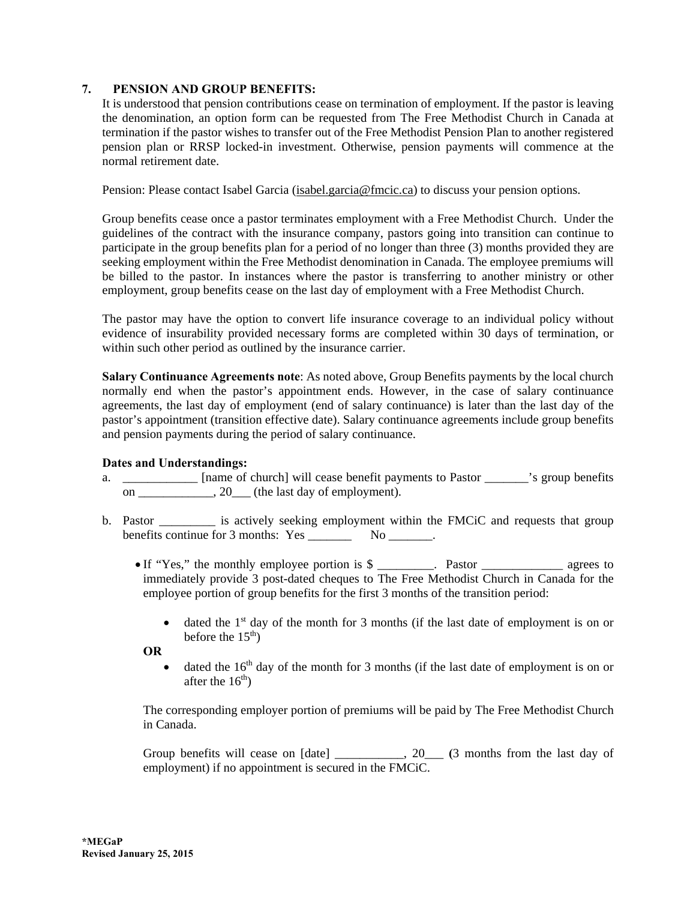## 7. PENSION AND GROUP BENEFITS:

It is understood that pension contributions cease on termination of employment. If the pastor is leaving the denomination, an option form can be requested from The Free Methodist Church in Canada at termination if the pastor wishes to transfer out of the Free Methodist Pension Plan to another registered pension plan or RRSP locked-in investment. Otherwise, pension payments will commence at the normal retirement date.

Pension: Please contact Isabel Garcia (isabel.garcia@fmcic.ca) to discuss your pension options.

Group benefits cease once a pastor terminates employment with a Free Methodist Church. Under the guidelines of the contract with the insurance company, pastors going into transition can continue to participate in the group benefits plan for a period of no longer than three (3) months provided they are seeking employment within the Free Methodist denomination in Canada. The employee premiums will be billed to the pastor. In instances where the pastor is transferring to another ministry or other employment, group benefits cease on the last day of employment with a Free Methodist Church.

The pastor may have the option to convert life insurance coverage to an individual policy without evidence of insurability provided necessary forms are completed within 30 days of termination, or within such other period as outlined by the insurance carrier.

**Salary Continuance Agreements note**: As noted above, Group Benefits payments by the local church normally end when the pastor's appointment ends. However, in the case of salary continuance agreements, the last day of employment (end of salary continuance) is later than the last day of the pastor's appointment (transition effective date). Salary continuance agreements include group benefits and pension payments during the period of salary continuance.

**Dates and Understandings:**

a. ____________ [name of church] will cease benefit payments to Pastor _______'s group benefits on ____________, 20___ (the last day of employment).

b. Pastor _________ is actively seeking employment within the FMCiC and requests that group benefits continue for 3 months: Yes _______ No _______.

- If "Yes," the monthly employee portion is $ _________. Pastor _____________ agrees to immediately provide 3 post-dated cheques to The Free Methodist Church in Canada for the employee portion of group benefits for the first 3 months of the transition period:

  - dated the 1st day of the month for 3 months (if the last date of employment is on or before the 15th)

  **OR**

  - dated the 16th day of the month for 3 months (if the last date of employment is on or after the 16th)

  The corresponding employer portion of premiums will be paid by The Free Methodist Church in Canada.

  Group benefits will cease on [date] ___________, 20___ (3 months from the last day of employment) if no appointment is secured in the FMCiC.

**\*MEGaP**
**Revised January 25, 2015**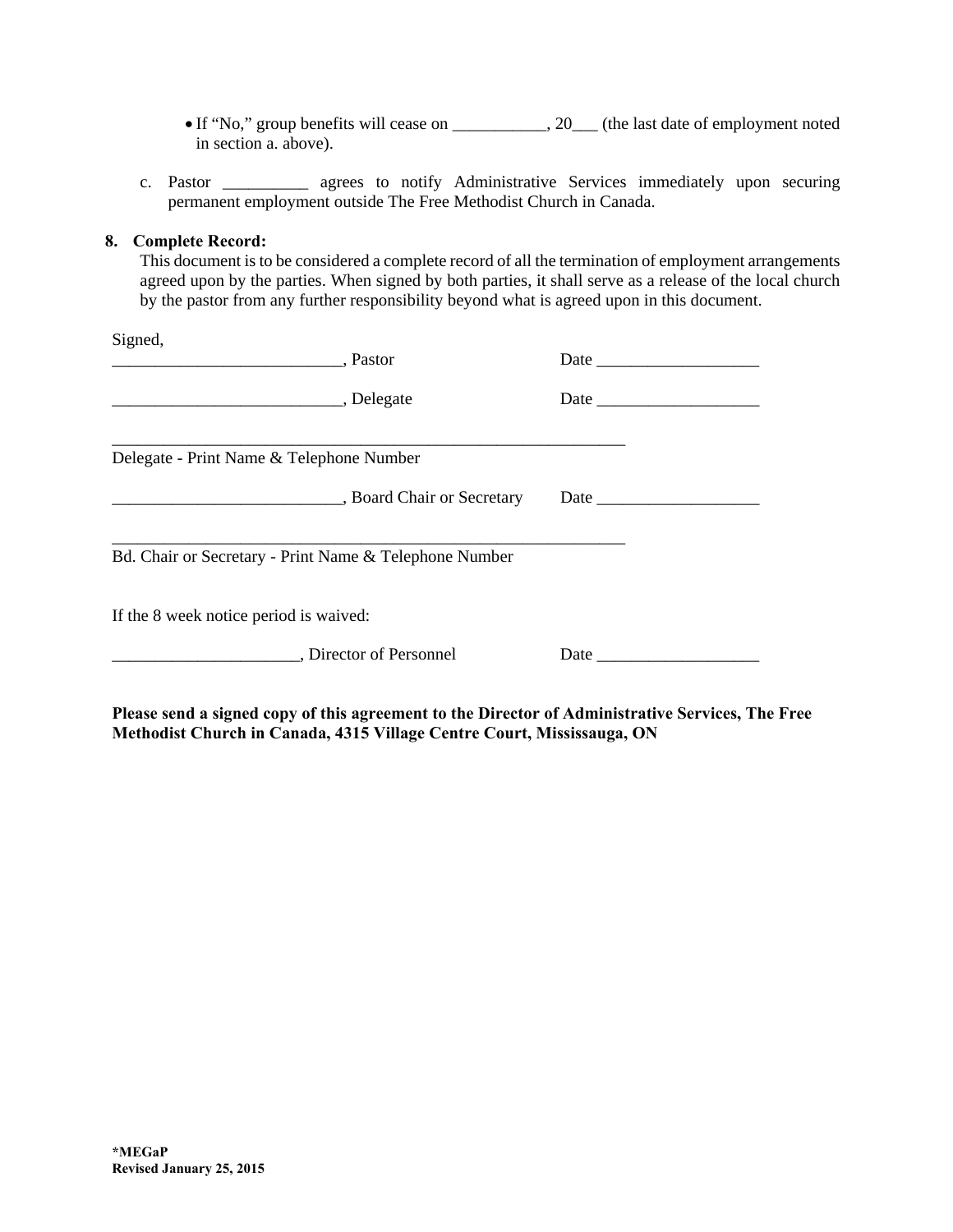- If "No," group benefits will cease on ___________, 20___ (the last date of employment noted in section a. above).

c. Pastor __________ agrees to notify Administrative Services immediately upon securing permanent employment outside The Free Methodist Church in Canada.

**8. Complete Record:**

This document is to be considered a complete record of all the termination of employment arrangements agreed upon by the parties. When signed by both parties, it shall serve as a release of the local church by the pastor from any further responsibility beyond what is agreed upon in this document.

Signed,

___________________________, Pastor Date ___________________

___________________________, Delegate Date ___________________

______________________________________________________________

Delegate - Print Name & Telephone Number

___________________________, Board Chair or Secretary Date ___________________

______________________________________________________________

Bd. Chair or Secretary - Print Name & Telephone Number

If the 8 week notice period is waived:

______________________, Director of Personnel Date ___________________

**Please send a signed copy of this agreement to the Director of Administrative Services, The Free Methodist Church in Canada, 4315 Village Centre Court, Mississauga, ON**

**\*MEGaP**
**Revised January 25, 2015**